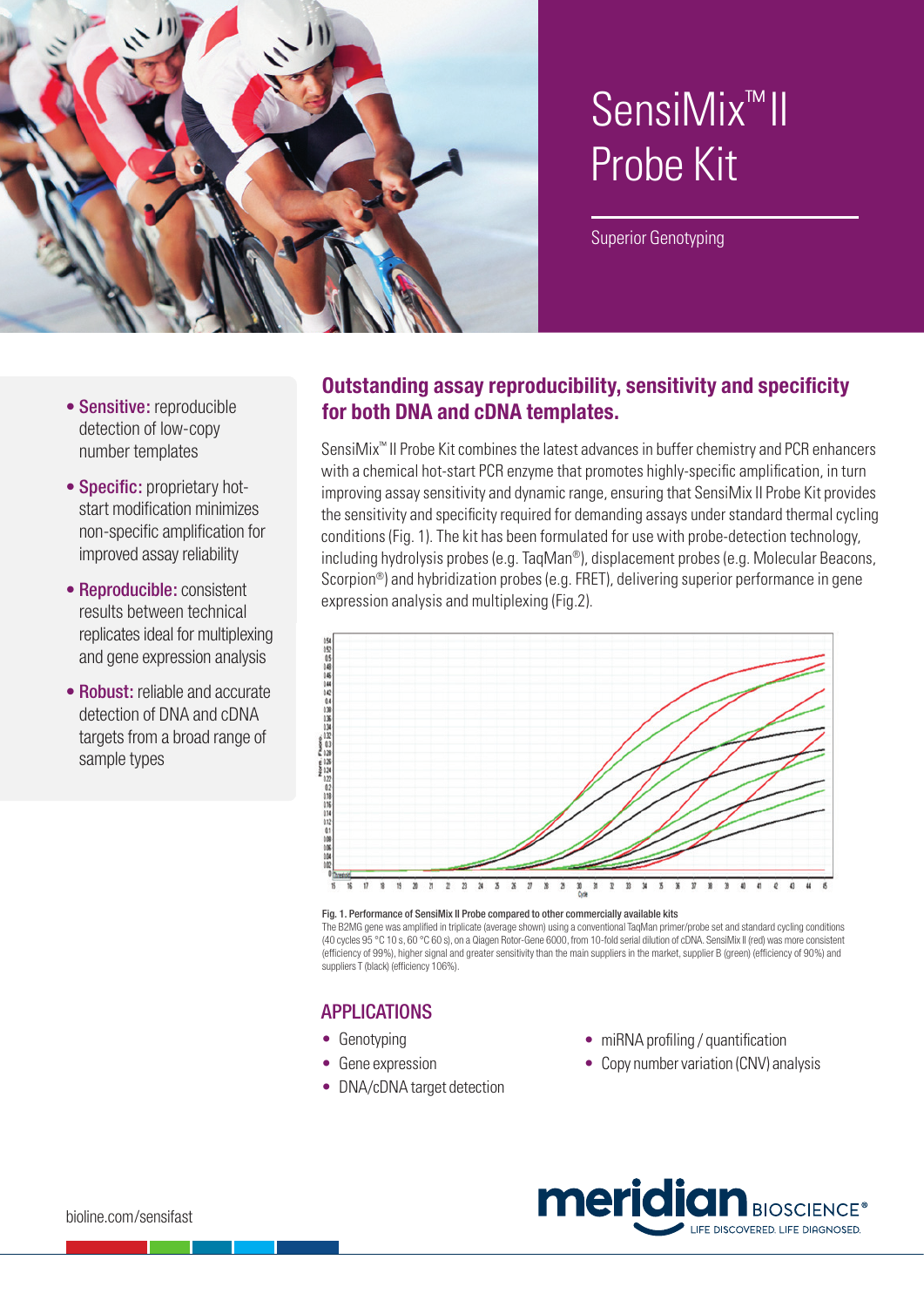# SensiMix™ II Probe Kit

Superior Genotyping

- **Sensitive:** reproducible detection of low-copy number templates
- **Specific:** proprietary hot-start modification minimizes non-specific amplification for improved assay reliability
- **Reproducible:** consistent results between technical replicates ideal for multiplexing and gene expression analysis
- **Robust:** reliable and accurate detection of DNA and cDNA targets from a broad range of sample types

## Outstanding assay reproducibility, sensitivity and specificity for both DNA and cDNA templates.

SensiMix™ II Probe Kit combines the latest advances in buffer chemistry and PCR enhancers with a chemical hot-start PCR enzyme that promotes highly-specific amplification, in turn improving assay sensitivity and dynamic range, ensuring that SensiMix II Probe Kit provides the sensitivity and specificity required for demanding assays under standard thermal cycling conditions (Fig. 1). The kit has been formulated for use with probe-detection technology, including hydrolysis probes (e.g. TaqMan®), displacement probes (e.g. Molecular Beacons, Scorpion®) and hybridization probes (e.g. FRET), delivering superior performance in gene expression analysis and multiplexing (Fig.2).

**Fig. 1. Performance of SensiMix II Probe compared to other commercially available kits**
The B2MG gene was amplified in triplicate (average shown) using a conventional TaqMan primer/probe set and standard cycling conditions (40 cycles 95 °C 10 s, 60 °C 60 s), on a Qiagen Rotor-Gene 6000, from 10-fold serial dilution of cDNA. SensiMix II (red) was more consistent (efficiency of 99%), higher signal and greater sensitivity than the main suppliers in the market, supplier B (green) (efficiency of 90%) and suppliers T (black) (efficiency 106%).

## APPLICATIONS

- Genotyping
- Gene expression
- DNA/cDNA target detection
- miRNA profiling / quantification
- Copy number variation (CNV) analysis

bioline.com/sensifast

meridian BIOSCIENCE® LIFE DISCOVERED. LIFE DIAGNOSED.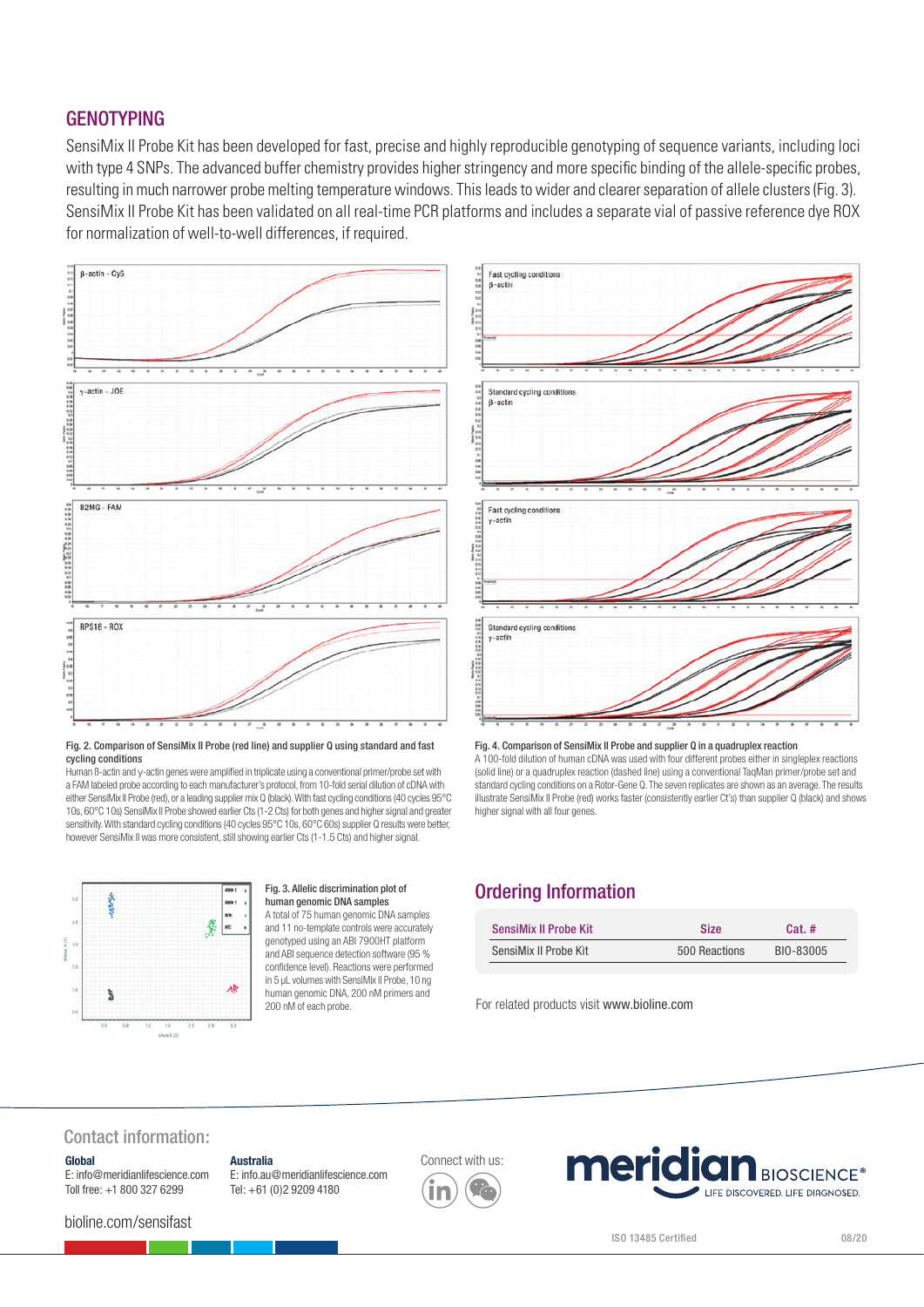## GENOTYPING

SensiMix II Probe Kit has been developed for fast, precise and highly reproducible genotyping of sequence variants, including loci with type 4 SNPs. The advanced buffer chemistry provides higher stringency and more specific binding of the allele-specific probes, resulting in much narrower probe melting temperature windows. This leads to wider and clearer separation of allele clusters (Fig. 3). SensiMix II Probe Kit has been validated on all real-time PCR platforms and includes a separate vial of passive reference dye ROX for normalization of well-to-well differences, if required.

β-actin - Cy5

γ-actin - JOE

B2MG - FAM

RPS18 - ROX

**Fig. 2. Comparison of SensiMix II Probe (red line) and supplier Q using standard and fast cycling conditions**

Human β-actin and γ-actin genes were amplified in triplicate using a conventional primer/probe set with a FAM labeled probe according to each manufacturer's protocol, from 10-fold serial dilution of cDNA with either SensiMix II Probe (red), or a leading supplier mix Q (black). With fast cycling conditions (40 cycles 95°C 10s, 60°C 10s) SensiMix II Probe showed earlier Cts (1-2 Cts) for both genes and higher signal and greater sensitivity. With standard cycling conditions (40 cycles 95°C 10s, 60°C 60s) supplier Q results were better, however SensiMix II was more consistent, still showing earlier Cts (1-1.5 Cts) and higher signal.

Fast cycling conditions β-actin

Standard cycling conditions β-actin

Fast cycling conditions γ-actin

Standard cycling conditions γ-actin

**Fig. 4. Comparison of SensiMix II Probe and supplier Q in a quadruplex reaction**

A 100-fold dilution of human cDNA was used with four different probes either in singleplex reactions (solid line) or a quadruplex reaction (dashed line) using a conventional TaqMan primer/probe set and standard cycling conditions on a Rotor-Gene Q. The seven replicates are shown as an average. The results illustrate SensiMix II Probe (red) works faster (consistently earlier Ct's) than supplier Q (black) and shows higher signal with all four genes.

**Fig. 3. Allelic discrimination plot of human genomic DNA samples**

A total of 75 human genomic DNA samples and 11 no-template controls were accurately genotyped using an ABI 7900HT platform and ABI sequence detection software (95 % confidence level). Reactions were performed in 5 µL volumes with SensiMix II Probe, 10 ng human genomic DNA, 200 nM primers and 200 nM of each probe.

## Ordering Information

| SensiMix II Probe Kit | Size | Cat. # |
|---|---|---|
| SensiMix II Probe Kit | 500 Reactions | BIO-83005 |

For related products visit www.bioline.com

### Contact information:

**Global**
E: info@meridianlifescience.com
Toll free: +1 800 327 6299

**Australia**
E: info.au@meridianlifescience.com
Tel: +61 (0)2 9209 4180

Connect with us:

meridian BIOSCIENCE®
LIFE DISCOVERED. LIFE DIAGNOSED.

bioline.com/sensifast

ISO 13485 Certified

08/20